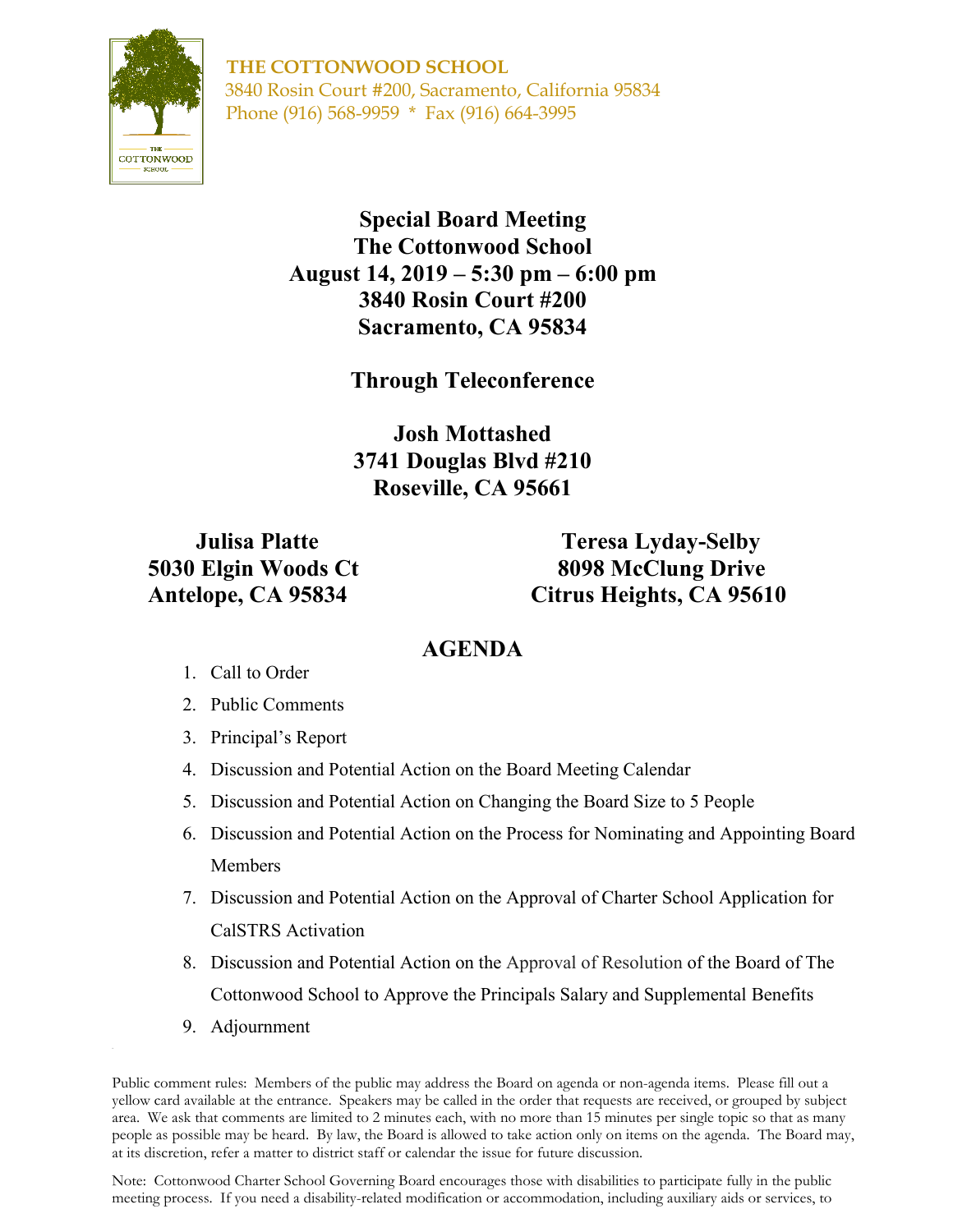**THE COTTONWOOD SCHOOL**
3840 Rosin Court #200, Sacramento, California 95834
Phone (916) 568-9959 * Fax (916) 664-3995

# Special Board Meeting
# The Cottonwood School
# August 14, 2019 – 5:30 pm – 6:00 pm
# 3840 Rosin Court #200
# Sacramento, CA 95834

## Through Teleconference

**Josh Mottashed**
**3741 Douglas Blvd #210**
**Roseville, CA 95661**

**Julisa Platte**
**5030 Elgin Woods Ct**
**Antelope, CA 95834**

**Teresa Lyday-Selby**
**8098 McClung Drive**
**Citrus Heights, CA 95610**

## AGENDA

1. Call to Order
2. Public Comments
3. Principal's Report
4. Discussion and Potential Action on the Board Meeting Calendar
5. Discussion and Potential Action on Changing the Board Size to 5 People
6. Discussion and Potential Action on the Process for Nominating and Appointing Board Members
7. Discussion and Potential Action on the Approval of Charter School Application for CalSTRS Activation
8. Discussion and Potential Action on the Approval of Resolution of the Board of The Cottonwood School to Approve the Principals Salary and Supplemental Benefits
9. Adjournment

Public comment rules: Members of the public may address the Board on agenda or non-agenda items. Please fill out a yellow card available at the entrance. Speakers may be called in the order that requests are received, or grouped by subject area. We ask that comments are limited to 2 minutes each, with no more than 15 minutes per single topic so that as many people as possible may be heard. By law, the Board is allowed to take action only on items on the agenda. The Board may, at its discretion, refer a matter to district staff or calendar the issue for future discussion.

Note: Cottonwood Charter School Governing Board encourages those with disabilities to participate fully in the public meeting process. If you need a disability-related modification or accommodation, including auxiliary aids or services, to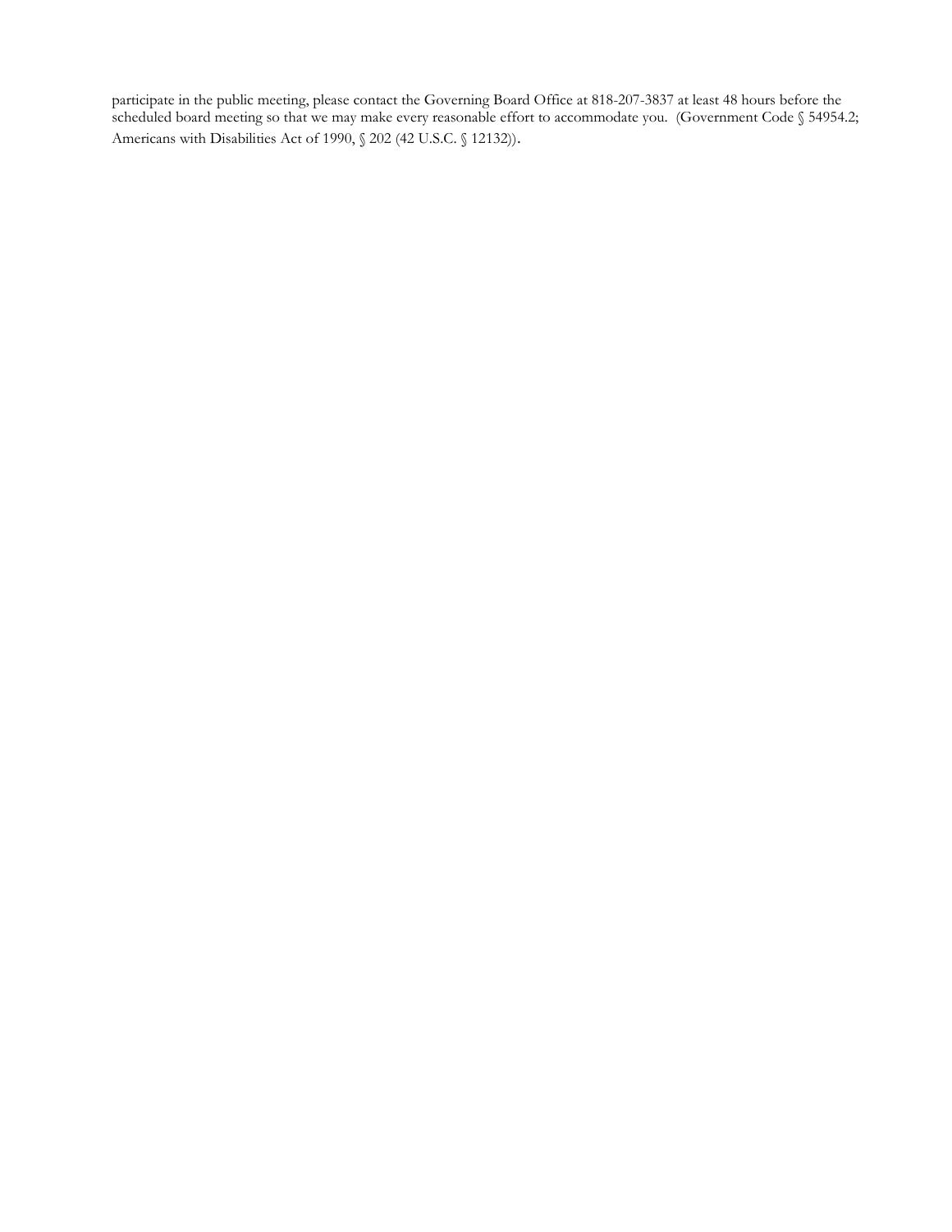participate in the public meeting, please contact the Governing Board Office at 818-207-3837 at least 48 hours before the scheduled board meeting so that we may make every reasonable effort to accommodate you. (Government Code § 54954.2; Americans with Disabilities Act of 1990, § 202 (42 U.S.C. § 12132)).